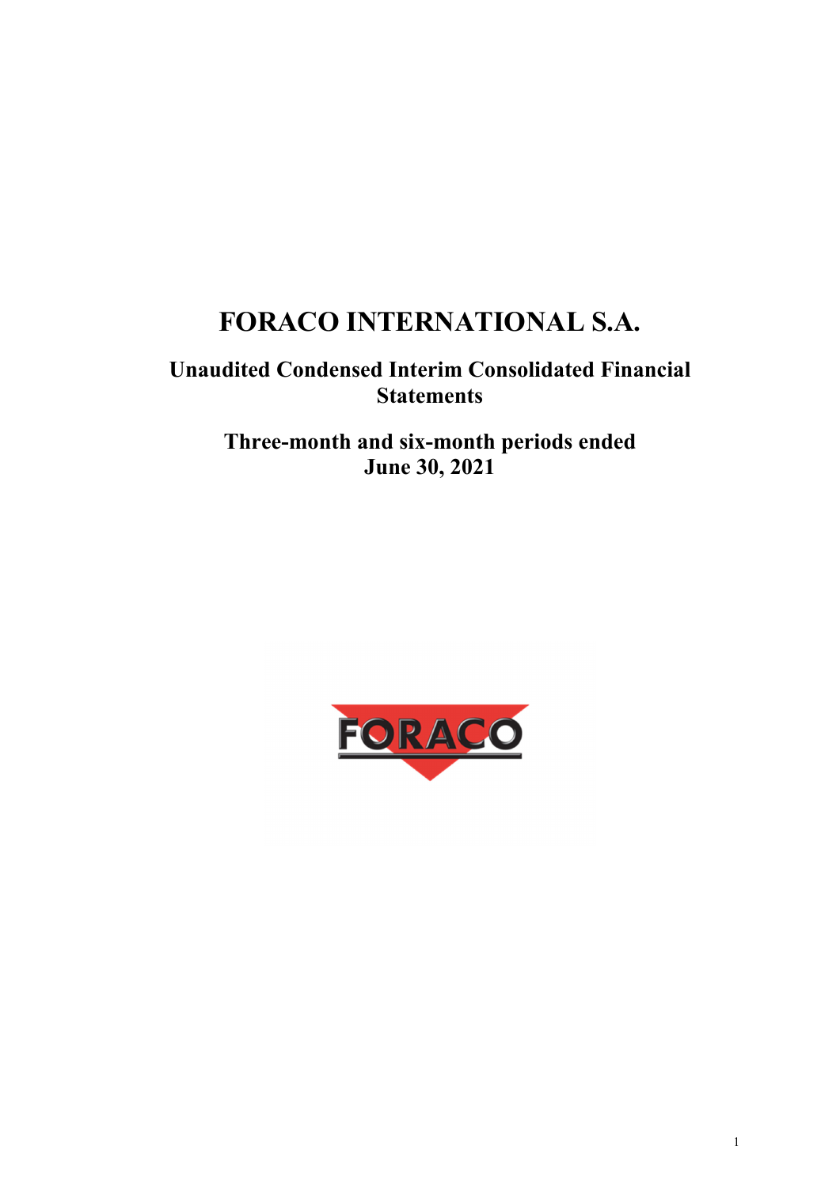# FORACO INTERNATIONAL S.A.

## Unaudited Condensed Interim Consolidated Financial Statements

## Three-month and six-month periods ended June 30, 2021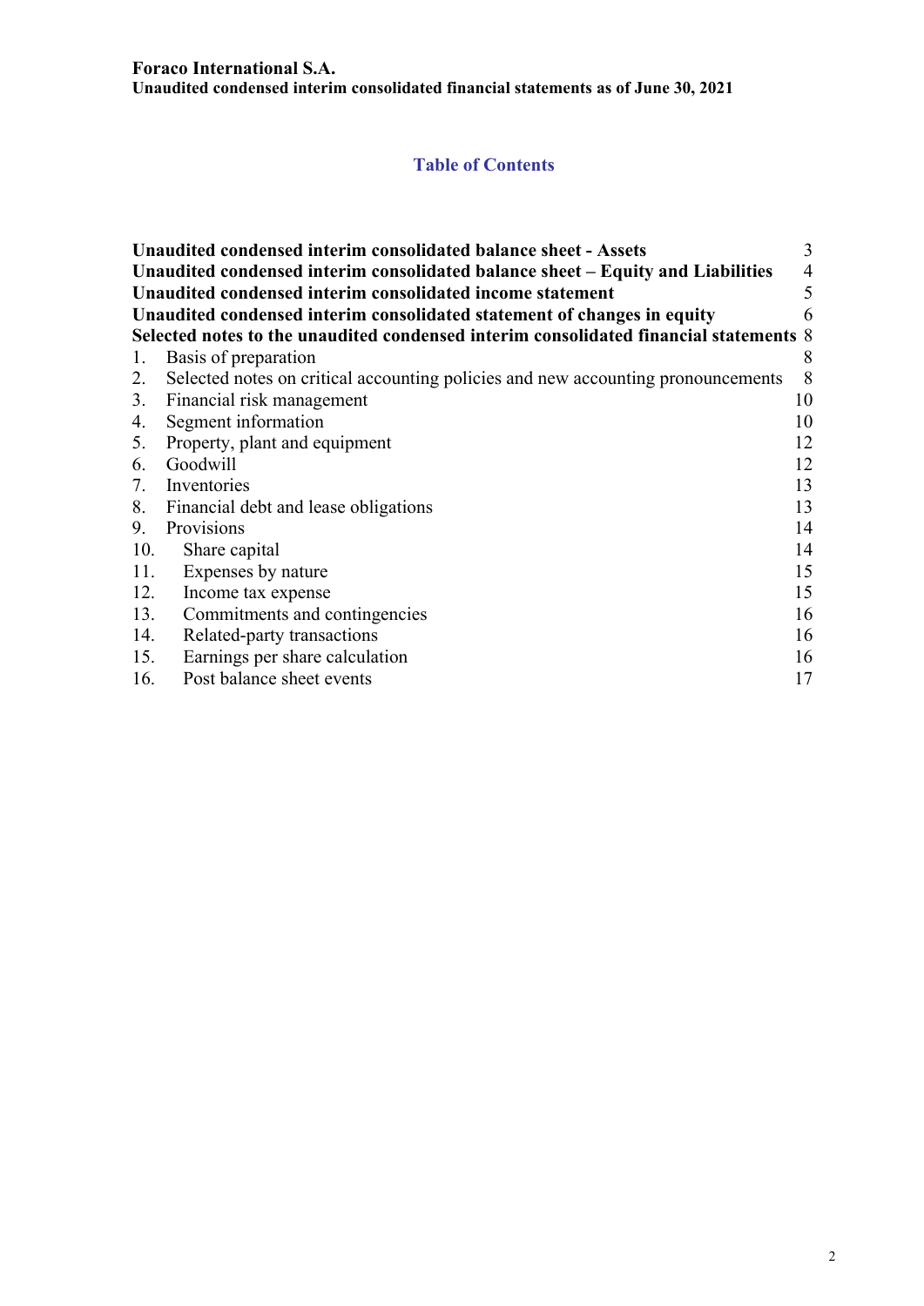## Table of Contents

| | | |
|---|---|---|
| **Unaudited condensed interim consolidated balance sheet - Assets** | | 3 |
| **Unaudited condensed interim consolidated balance sheet – Equity and Liabilities** | | 4 |
| **Unaudited condensed interim consolidated income statement** | | 5 |
| **Unaudited condensed interim consolidated statement of changes in equity** | | 6 |
| **Selected notes to the unaudited condensed interim consolidated financial statements** | | 8 |
| 1. | Basis of preparation | 8 |
| 2. | Selected notes on critical accounting policies and new accounting pronouncements | 8 |
| 3. | Financial risk management | 10 |
| 4. | Segment information | 10 |
| 5. | Property, plant and equipment | 12 |
| 6. | Goodwill | 12 |
| 7. | Inventories | 13 |
| 8. | Financial debt and lease obligations | 13 |
| 9. | Provisions | 14 |
| 10. | Share capital | 14 |
| 11. | Expenses by nature | 15 |
| 12. | Income tax expense | 15 |
| 13. | Commitments and contingencies | 16 |
| 14. | Related-party transactions | 16 |
| 15. | Earnings per share calculation | 16 |
| 16. | Post balance sheet events | 17 |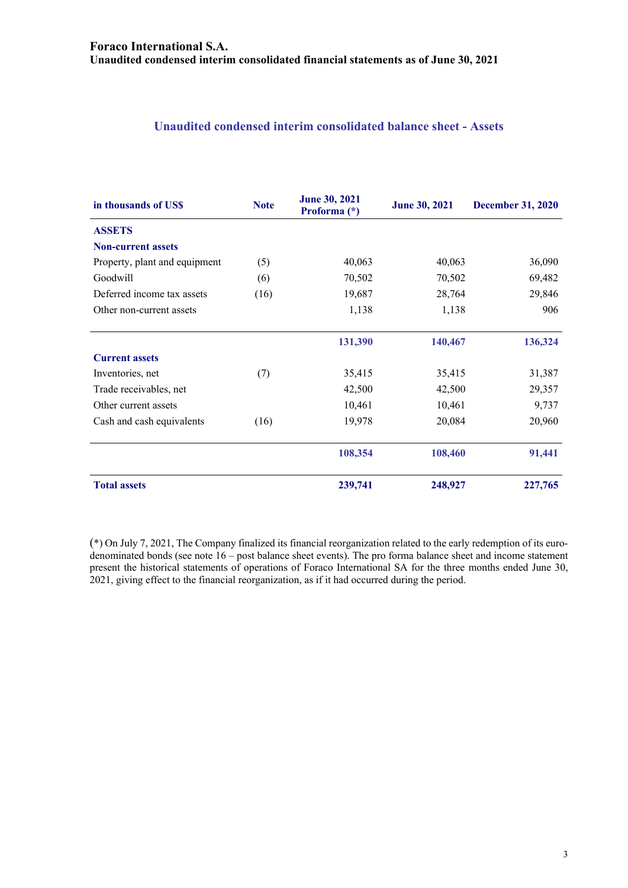# Foraco International S.A.
**Unaudited condensed interim consolidated financial statements as of June 30, 2021**

## Unaudited condensed interim consolidated balance sheet - Assets

| in thousands of US$ | Note | June 30, 2021 Proforma (*) | June 30, 2021 | December 31, 2020 |
|---|---|---|---|---|
| **ASSETS** | | | | |
| **Non-current assets** | | | | |
| Property, plant and equipment | (5) | 40,063 | 40,063 | 36,090 |
| Goodwill | (6) | 70,502 | 70,502 | 69,482 |
| Deferred income tax assets | (16) | 19,687 | 28,764 | 29,846 |
| Other non-current assets | | 1,138 | 1,138 | 906 |
| | | **131,390** | **140,467** | **136,324** |
| **Current assets** | | | | |
| Inventories, net | (7) | 35,415 | 35,415 | 31,387 |
| Trade receivables, net | | 42,500 | 42,500 | 29,357 |
| Other current assets | | 10,461 | 10,461 | 9,737 |
| Cash and cash equivalents | (16) | 19,978 | 20,084 | 20,960 |
| | | **108,354** | **108,460** | **91,441** |
| **Total assets** | | **239,741** | **248,927** | **227,765** |

(*) On July 7, 2021, The Company finalized its financial reorganization related to the early redemption of its euro-denominated bonds (see note 16 – post balance sheet events). The pro forma balance sheet and income statement present the historical statements of operations of Foraco International SA for the three months ended June 30, 2021, giving effect to the financial reorganization, as if it had occurred during the period.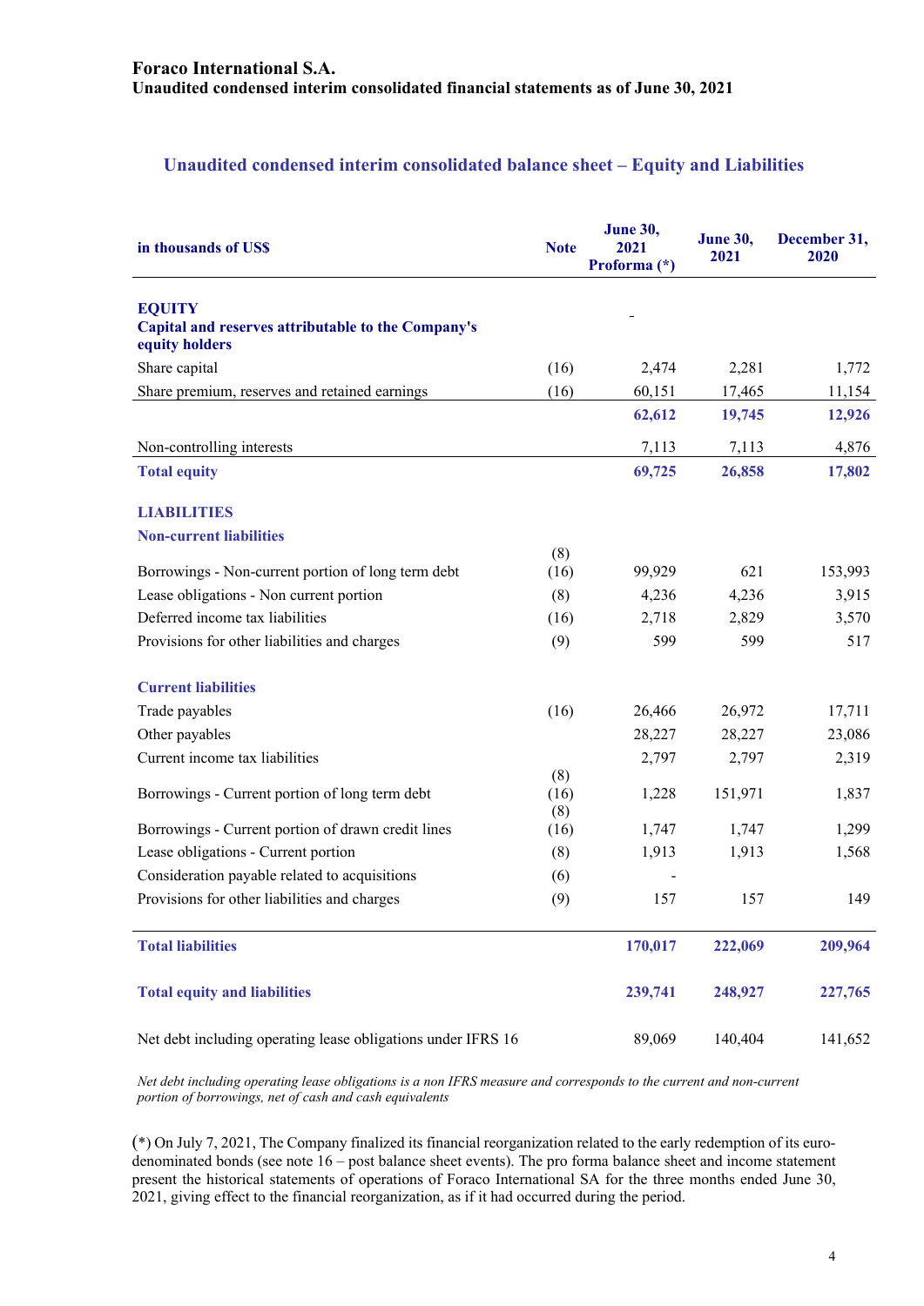**Foraco International S.A.**
**Unaudited condensed interim consolidated financial statements as of June 30, 2021**

## Unaudited condensed interim consolidated balance sheet – Equity and Liabilities

| in thousands of US$ | Note | June 30, 2021 Proforma (*) | June 30, 2021 | December 31, 2020 |
|---|---|---|---|---|
| **EQUITY** | | | | |
| **Capital and reserves attributable to the Company's equity holders** | | - | | |
| Share capital | (16) | 2,474 | 2,281 | 1,772 |
| Share premium, reserves and retained earnings | (16) | 60,151 | 17,465 | 11,154 |
| | | **62,612** | **19,745** | **12,926** |
| Non-controlling interests | | 7,113 | 7,113 | 4,876 |
| **Total equity** | | **69,725** | **26,858** | **17,802** |
| **LIABILITIES** | | | | |
| **Non-current liabilities** | | | | |
| Borrowings - Non-current portion of long term debt | (8) (16) | 99,929 | 621 | 153,993 |
| Lease obligations - Non current portion | (8) | 4,236 | 4,236 | 3,915 |
| Deferred income tax liabilities | (16) | 2,718 | 2,829 | 3,570 |
| Provisions for other liabilities and charges | (9) | 599 | 599 | 517 |
| **Current liabilities** | | | | |
| Trade payables | (16) | 26,466 | 26,972 | 17,711 |
| Other payables | | 28,227 | 28,227 | 23,086 |
| Current income tax liabilities | | 2,797 | 2,797 | 2,319 |
| Borrowings - Current portion of long term debt | (8) (16) | 1,228 | 151,971 | 1,837 |
| Borrowings - Current portion of drawn credit lines | (8) (16) | 1,747 | 1,747 | 1,299 |
| Lease obligations - Current portion | (8) | 1,913 | 1,913 | 1,568 |
| Consideration payable related to acquisitions | (6) | - | | |
| Provisions for other liabilities and charges | (9) | 157 | 157 | 149 |
| **Total liabilities** | | **170,017** | **222,069** | **209,964** |
| **Total equity and liabilities** | | **239,741** | **248,927** | **227,765** |
| Net debt including operating lease obligations under IFRS 16 | | 89,069 | 140,404 | 141,652 |

*Net debt including operating lease obligations is a non IFRS measure and corresponds to the current and non-current portion of borrowings, net of cash and cash equivalents*

(*) On July 7, 2021, The Company finalized its financial reorganization related to the early redemption of its euro-denominated bonds (see note 16 – post balance sheet events). The pro forma balance sheet and income statement present the historical statements of operations of Foraco International SA for the three months ended June 30, 2021, giving effect to the financial reorganization, as if it had occurred during the period.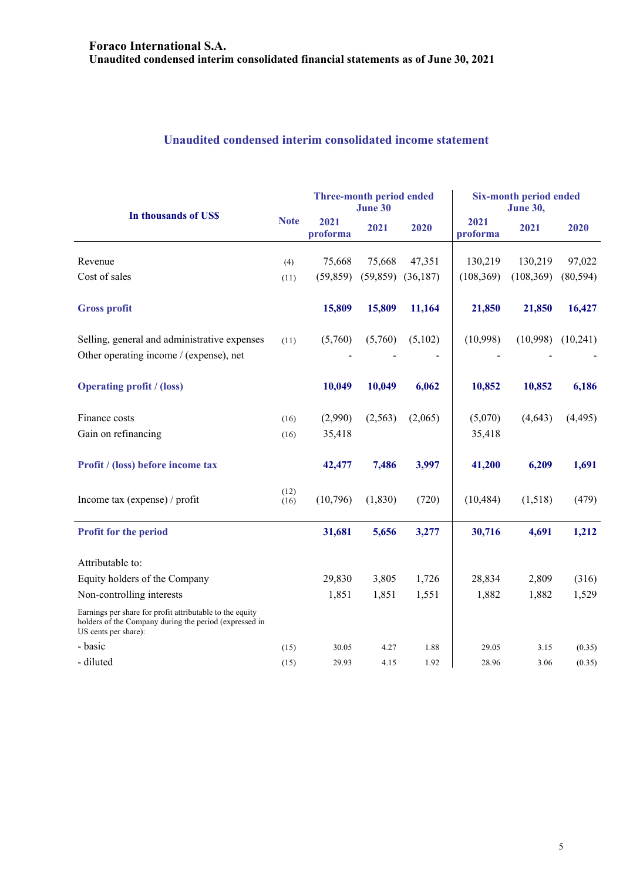**Foraco International S.A.**
**Unaudited condensed interim consolidated financial statements as of June 30, 2021**

## Unaudited condensed interim consolidated income statement

| In thousands of US$ | Note | Three-month period ended June 30 | | | Six-month period ended June 30, | | |
|---|---|---|---|---|---|---|---|
| | | 2021 proforma | 2021 | 2020 | 2021 proforma | 2021 | 2020 |
| Revenue | (4) | 75,668 | 75,668 | 47,351 | 130,219 | 130,219 | 97,022 |
| Cost of sales | (11) | (59,859) | (59,859) | (36,187) | (108,369) | (108,369) | (80,594) |
| **Gross profit** | | **15,809** | **15,809** | **11,164** | **21,850** | **21,850** | **16,427** |
| Selling, general and administrative expenses | (11) | (5,760) | (5,760) | (5,102) | (10,998) | (10,998) | (10,241) |
| Other operating income / (expense), net | | - | - | - | - | - | - |
| **Operating profit / (loss)** | | **10,049** | **10,049** | **6,062** | **10,852** | **10,852** | **6,186** |
| Finance costs | (16) | (2,990) | (2,563) | (2,065) | (5,070) | (4,643) | (4,495) |
| Gain on refinancing | (16) | 35,418 | | | 35,418 | | |
| **Profit / (loss) before income tax** | | **42,477** | **7,486** | **3,997** | **41,200** | **6,209** | **1,691** |
| Income tax (expense) / profit | (12) (16) | (10,796) | (1,830) | (720) | (10,484) | (1,518) | (479) |
| **Profit for the period** | | **31,681** | **5,656** | **3,277** | **30,716** | **4,691** | **1,212** |
| Attributable to: | | | | | | | |
| Equity holders of the Company | | 29,830 | 3,805 | 1,726 | 28,834 | 2,809 | (316) |
| Non-controlling interests | | 1,851 | 1,851 | 1,551 | 1,882 | 1,882 | 1,529 |
| Earnings per share for profit attributable to the equity holders of the Company during the period (expressed in US cents per share): | | | | | | | |
| - basic | (15) | 30.05 | 4.27 | 1.88 | 29.05 | 3.15 | (0.35) |
| - diluted | (15) | 29.93 | 4.15 | 1.92 | 28.96 | 3.06 | (0.35) |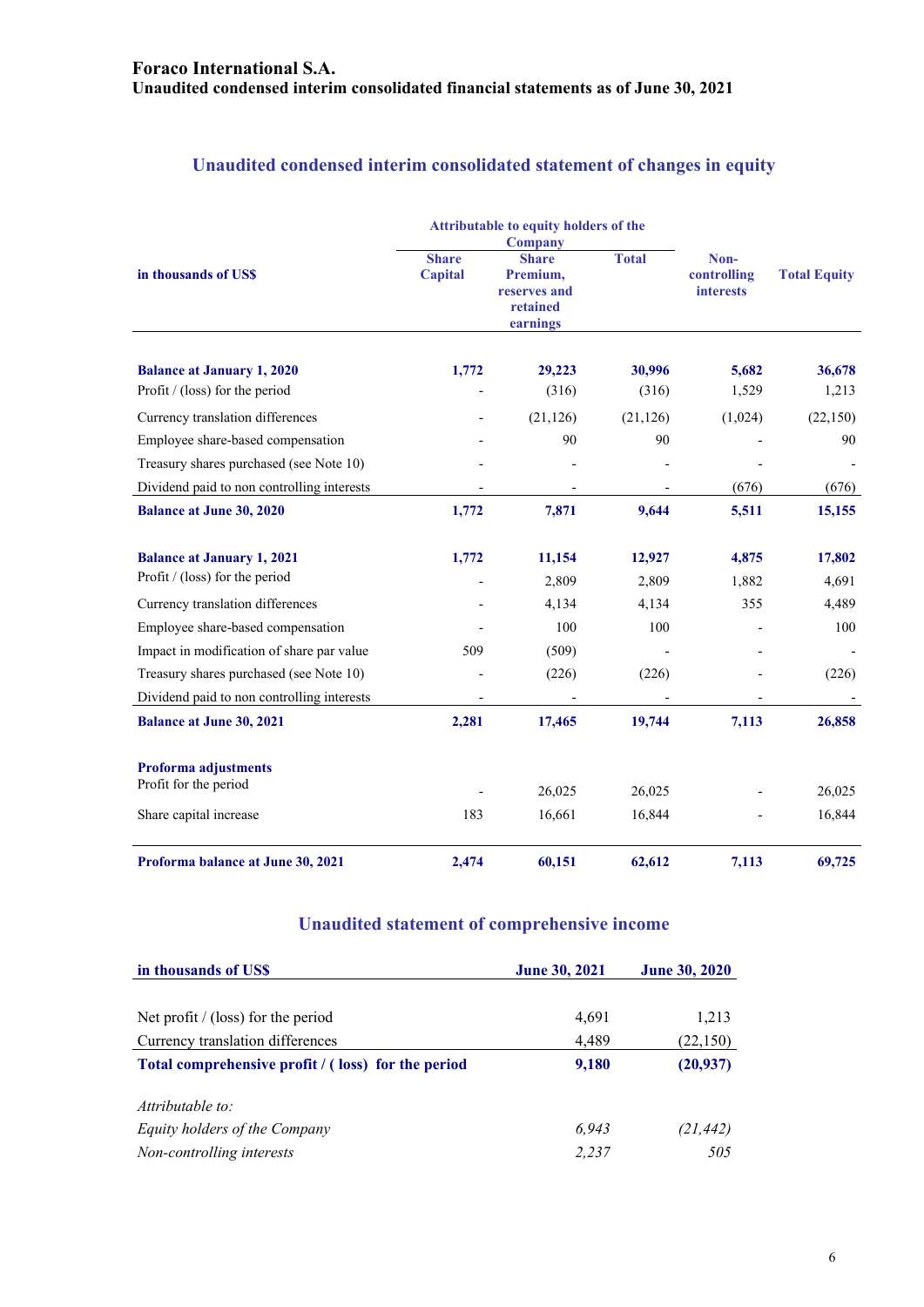## Unaudited condensed interim consolidated statement of changes in equity

| in thousands of US$ | Attributable to equity holders of the Company | | | Non-controlling interests | Total Equity |
|---|---|---|---|---|---|
| | Share Capital | Share Premium, reserves and retained earnings | Total | | |
| **Balance at January 1, 2020** | **1,772** | **29,223** | **30,996** | **5,682** | **36,678** |
| Profit / (loss) for the period | - | (316) | (316) | 1,529 | 1,213 |
| Currency translation differences | - | (21,126) | (21,126) | (1,024) | (22,150) |
| Employee share-based compensation | - | 90 | 90 | - | 90 |
| Treasury shares purchased (see Note 10) | - | - | - | - | - |
| Dividend paid to non controlling interests | - | - | - | (676) | (676) |
| **Balance at June 30, 2020** | **1,772** | **7,871** | **9,644** | **5,511** | **15,155** |
| **Balance at January 1, 2021** | **1,772** | **11,154** | **12,927** | **4,875** | **17,802** |
| Profit / (loss) for the period | - | 2,809 | 2,809 | 1,882 | 4,691 |
| Currency translation differences | - | 4,134 | 4,134 | 355 | 4,489 |
| Employee share-based compensation | - | 100 | 100 | - | 100 |
| Impact in modification of share par value | 509 | (509) | - | - | - |
| Treasury shares purchased (see Note 10) | - | (226) | (226) | - | (226) |
| Dividend paid to non controlling interests | - | - | - | - | - |
| **Balance at June 30, 2021** | **2,281** | **17,465** | **19,744** | **7,113** | **26,858** |
| **Proforma adjustments** | | | | | |
| Profit for the period | - | 26,025 | 26,025 | - | 26,025 |
| Share capital increase | 183 | 16,661 | 16,844 | - | 16,844 |
| **Proforma balance at June 30, 2021** | **2,474** | **60,151** | **62,612** | **7,113** | **69,725** |

## Unaudited statement of comprehensive income

| in thousands of US$ | June 30, 2021 | June 30, 2020 |
|---|---|---|
| Net profit / (loss) for the period | 4,691 | 1,213 |
| Currency translation differences | 4,489 | (22,150) |
| **Total comprehensive profit / ( loss) for the period** | **9,180** | **(20,937)** |
| *Attributable to:* | | |
| *Equity holders of the Company* | *6,943* | *(21,442)* |
| *Non-controlling interests* | *2,237* | *505* |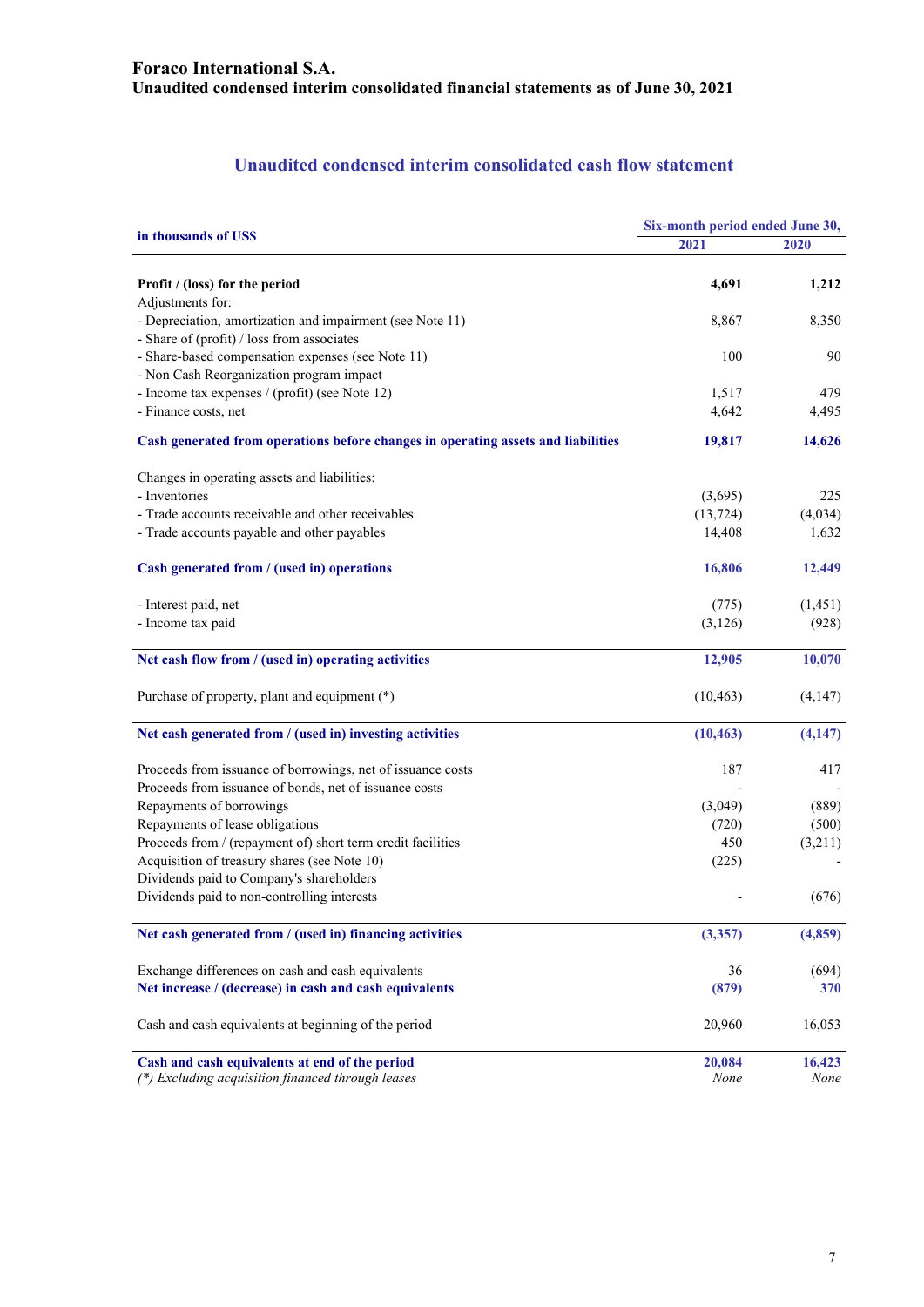# Foraco International S.A.

**Unaudited condensed interim consolidated financial statements as of June 30, 2021**

## Unaudited condensed interim consolidated cash flow statement

| in thousands of US$ | Six-month period ended June 30, 2021 | Six-month period ended June 30, 2020 |
|---|---|---|
| **Profit / (loss) for the period** | **4,691** | **1,212** |
| Adjustments for: | | |
| - Depreciation, amortization and impairment (see Note 11) | 8,867 | 8,350 |
| - Share of (profit) / loss from associates | | |
| - Share-based compensation expenses (see Note 11) | 100 | 90 |
| - Non Cash Reorganization program impact | | |
| - Income tax expenses / (profit) (see Note 12) | 1,517 | 479 |
| - Finance costs, net | 4,642 | 4,495 |
| **Cash generated from operations before changes in operating assets and liabilities** | **19,817** | **14,626** |
| Changes in operating assets and liabilities: | | |
| - Inventories | (3,695) | 225 |
| - Trade accounts receivable and other receivables | (13,724) | (4,034) |
| - Trade accounts payable and other payables | 14,408 | 1,632 |
| **Cash generated from / (used in) operations** | **16,806** | **12,449** |
| - Interest paid, net | (775) | (1,451) |
| - Income tax paid | (3,126) | (928) |
| **Net cash flow from / (used in) operating activities** | **12,905** | **10,070** |
| Purchase of property, plant and equipment (*) | (10,463) | (4,147) |
| **Net cash generated from / (used in) investing activities** | **(10,463)** | **(4,147)** |
| Proceeds from issuance of borrowings, net of issuance costs | 187 | 417 |
| Proceeds from issuance of bonds, net of issuance costs | - | - |
| Repayments of borrowings | (3,049) | (889) |
| Repayments of lease obligations | (720) | (500) |
| Proceeds from / (repayment of) short term credit facilities | 450 | (3,211) |
| Acquisition of treasury shares (see Note 10) | (225) | - |
| Dividends paid to Company's shareholders | | |
| Dividends paid to non-controlling interests | - | (676) |
| **Net cash generated from / (used in) financing activities** | **(3,357)** | **(4,859)** |
| Exchange differences on cash and cash equivalents | 36 | (694) |
| **Net increase / (decrease) in cash and cash equivalents** | **(879)** | **370** |
| Cash and cash equivalents at beginning of the period | 20,960 | 16,053 |
| **Cash and cash equivalents at end of the period** | **20,084** | **16,423** |
| *(\*) Excluding acquisition financed through leases* | *None* | *None* |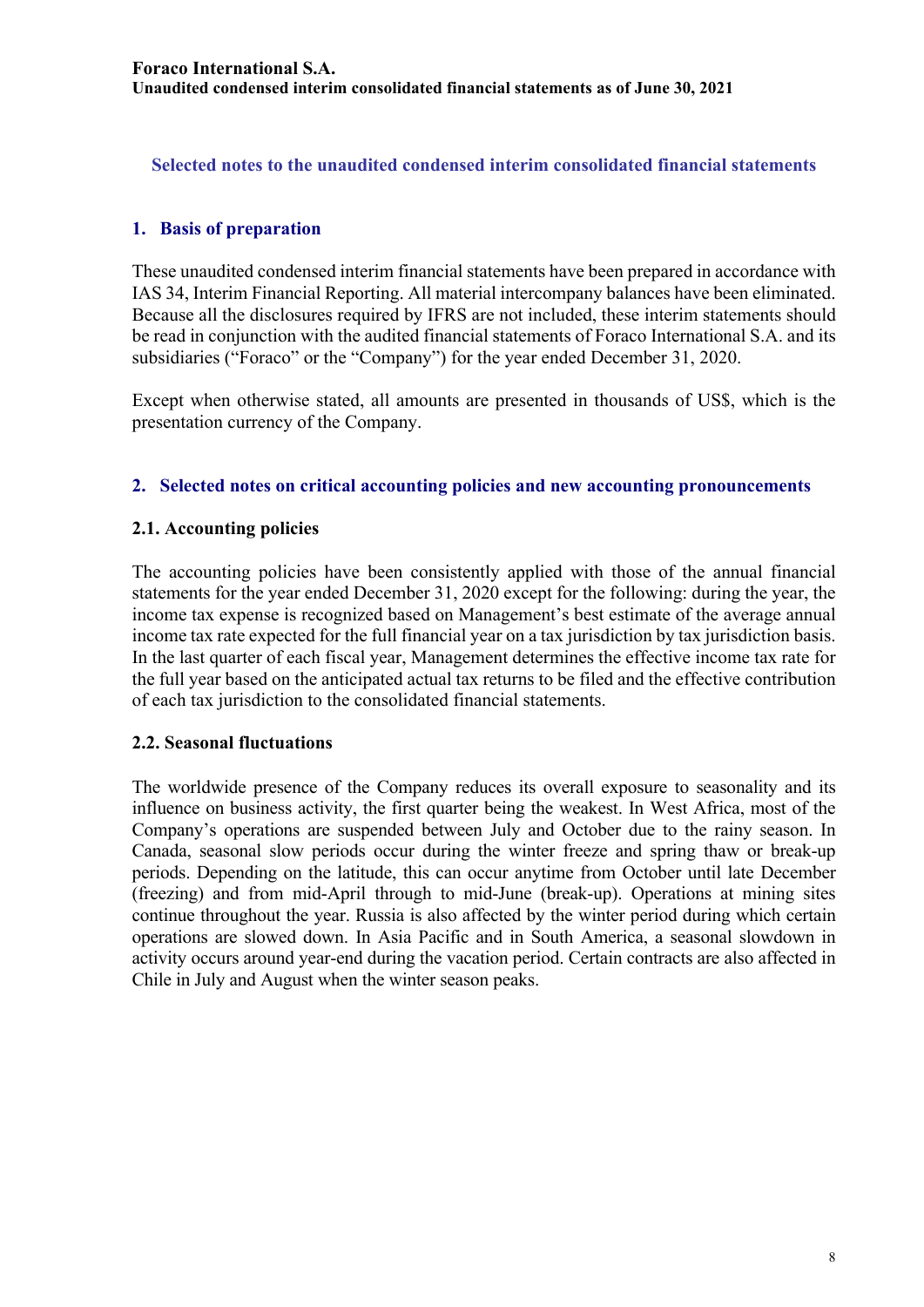## Selected notes to the unaudited condensed interim consolidated financial statements

### 1. Basis of preparation

These unaudited condensed interim financial statements have been prepared in accordance with IAS 34, Interim Financial Reporting. All material intercompany balances have been eliminated. Because all the disclosures required by IFRS are not included, these interim statements should be read in conjunction with the audited financial statements of Foraco International S.A. and its subsidiaries ("Foraco" or the "Company") for the year ended December 31, 2020.

Except when otherwise stated, all amounts are presented in thousands of US$, which is the presentation currency of the Company.

### 2. Selected notes on critical accounting policies and new accounting pronouncements

#### 2.1. Accounting policies

The accounting policies have been consistently applied with those of the annual financial statements for the year ended December 31, 2020 except for the following: during the year, the income tax expense is recognized based on Management's best estimate of the average annual income tax rate expected for the full financial year on a tax jurisdiction by tax jurisdiction basis. In the last quarter of each fiscal year, Management determines the effective income tax rate for the full year based on the anticipated actual tax returns to be filed and the effective contribution of each tax jurisdiction to the consolidated financial statements.

#### 2.2. Seasonal fluctuations

The worldwide presence of the Company reduces its overall exposure to seasonality and its influence on business activity, the first quarter being the weakest. In West Africa, most of the Company's operations are suspended between July and October due to the rainy season. In Canada, seasonal slow periods occur during the winter freeze and spring thaw or break-up periods. Depending on the latitude, this can occur anytime from October until late December (freezing) and from mid-April through to mid-June (break-up). Operations at mining sites continue throughout the year. Russia is also affected by the winter period during which certain operations are slowed down. In Asia Pacific and in South America, a seasonal slowdown in activity occurs around year-end during the vacation period. Certain contracts are also affected in Chile in July and August when the winter season peaks.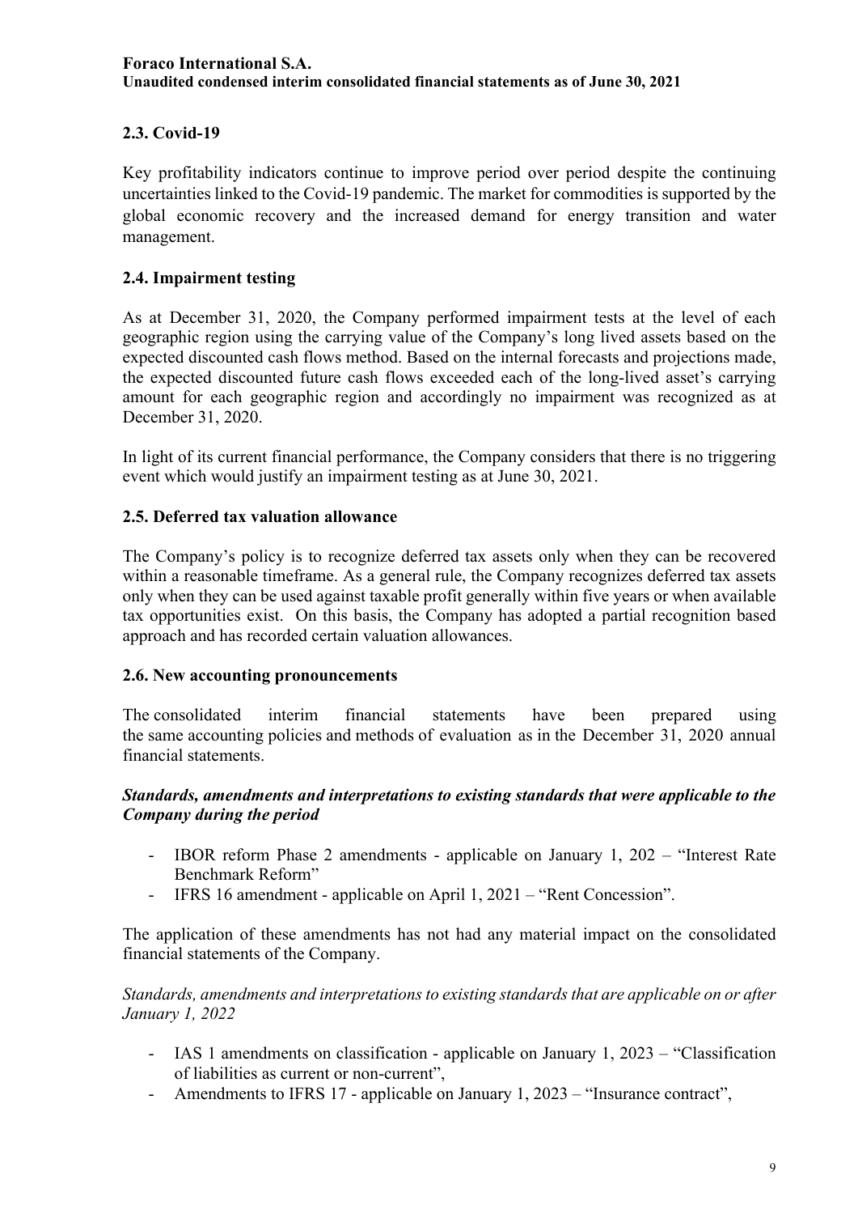## 2.3. Covid-19

Key profitability indicators continue to improve period over period despite the continuing uncertainties linked to the Covid-19 pandemic. The market for commodities is supported by the global economic recovery and the increased demand for energy transition and water management.

## 2.4. Impairment testing

As at December 31, 2020, the Company performed impairment tests at the level of each geographic region using the carrying value of the Company's long lived assets based on the expected discounted cash flows method. Based on the internal forecasts and projections made, the expected discounted future cash flows exceeded each of the long-lived asset's carrying amount for each geographic region and accordingly no impairment was recognized as at December 31, 2020.

In light of its current financial performance, the Company considers that there is no triggering event which would justify an impairment testing as at June 30, 2021.

## 2.5. Deferred tax valuation allowance

The Company's policy is to recognize deferred tax assets only when they can be recovered within a reasonable timeframe. As a general rule, the Company recognizes deferred tax assets only when they can be used against taxable profit generally within five years or when available tax opportunities exist. On this basis, the Company has adopted a partial recognition based approach and has recorded certain valuation allowances.

## 2.6. New accounting pronouncements

The consolidated interim financial statements have been prepared using the same accounting policies and methods of evaluation as in the December 31, 2020 annual financial statements.

***Standards, amendments and interpretations to existing standards that were applicable to the Company during the period***

- IBOR reform Phase 2 amendments - applicable on January 1, 202 – "Interest Rate Benchmark Reform"
- IFRS 16 amendment - applicable on April 1, 2021 – "Rent Concession".

The application of these amendments has not had any material impact on the consolidated financial statements of the Company.

*Standards, amendments and interpretations to existing standards that are applicable on or after January 1, 2022*

- IAS 1 amendments on classification - applicable on January 1, 2023 – "Classification of liabilities as current or non-current",
- Amendments to IFRS 17 - applicable on January 1, 2023 – "Insurance contract",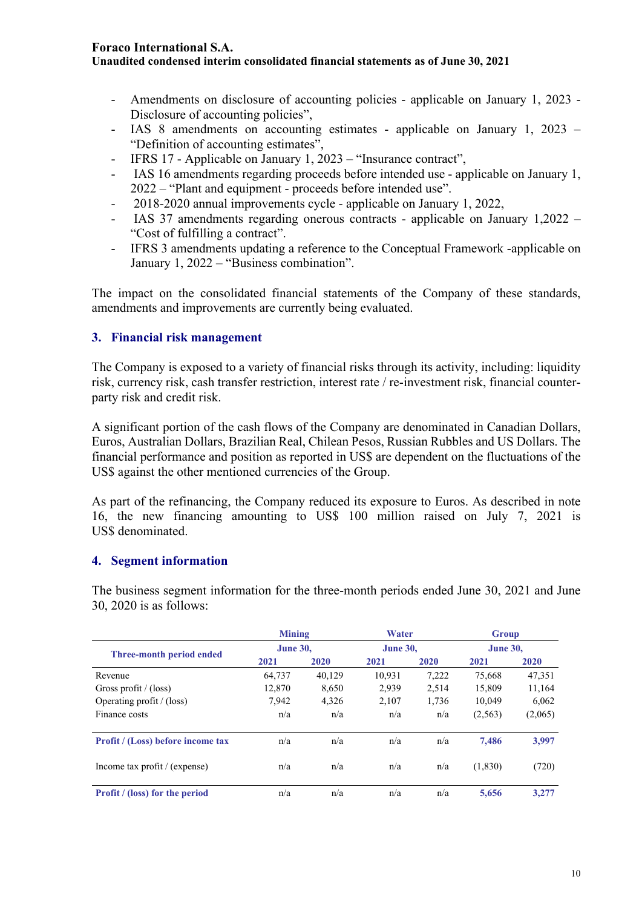- Amendments on disclosure of accounting policies - applicable on January 1, 2023 - Disclosure of accounting policies",
- IAS 8 amendments on accounting estimates - applicable on January 1, 2023 – "Definition of accounting estimates",
- IFRS 17 - Applicable on January 1, 2023 – "Insurance contract",
- IAS 16 amendments regarding proceeds before intended use - applicable on January 1, 2022 – "Plant and equipment - proceeds before intended use".
- 2018-2020 annual improvements cycle - applicable on January 1, 2022,
- IAS 37 amendments regarding onerous contracts - applicable on January 1,2022 – "Cost of fulfilling a contract".
- IFRS 3 amendments updating a reference to the Conceptual Framework -applicable on January 1, 2022 – "Business combination".

The impact on the consolidated financial statements of the Company of these standards, amendments and improvements are currently being evaluated.

## 3. Financial risk management

The Company is exposed to a variety of financial risks through its activity, including: liquidity risk, currency risk, cash transfer restriction, interest rate / re-investment risk, financial counter-party risk and credit risk.

A significant portion of the cash flows of the Company are denominated in Canadian Dollars, Euros, Australian Dollars, Brazilian Real, Chilean Pesos, Russian Rubbles and US Dollars. The financial performance and position as reported in US$ are dependent on the fluctuations of the US$ against the other mentioned currencies of the Group.

As part of the refinancing, the Company reduced its exposure to Euros. As described in note 16, the new financing amounting to US$ 100 million raised on July 7, 2021 is US$ denominated.

## 4. Segment information

The business segment information for the three-month periods ended June 30, 2021 and June 30, 2020 is as follows:

| Three-month period ended | Mining | | Water | | Group | |
|---|---|---|---|---|---|---|
| | June 30, | | June 30, | | June 30, | |
| | 2021 | 2020 | 2021 | 2020 | 2021 | 2020 |
| Revenue | 64,737 | 40,129 | 10,931 | 7,222 | 75,668 | 47,351 |
| Gross profit / (loss) | 12,870 | 8,650 | 2,939 | 2,514 | 15,809 | 11,164 |
| Operating profit / (loss) | 7,942 | 4,326 | 2,107 | 1,736 | 10,049 | 6,062 |
| Finance costs | n/a | n/a | n/a | n/a | (2,563) | (2,065) |
| **Profit / (Loss) before income tax** | n/a | n/a | n/a | n/a | **7,486** | **3,997** |
| Income tax profit / (expense) | n/a | n/a | n/a | n/a | (1,830) | (720) |
| **Profit / (loss) for the period** | n/a | n/a | n/a | n/a | **5,656** | **3,277** |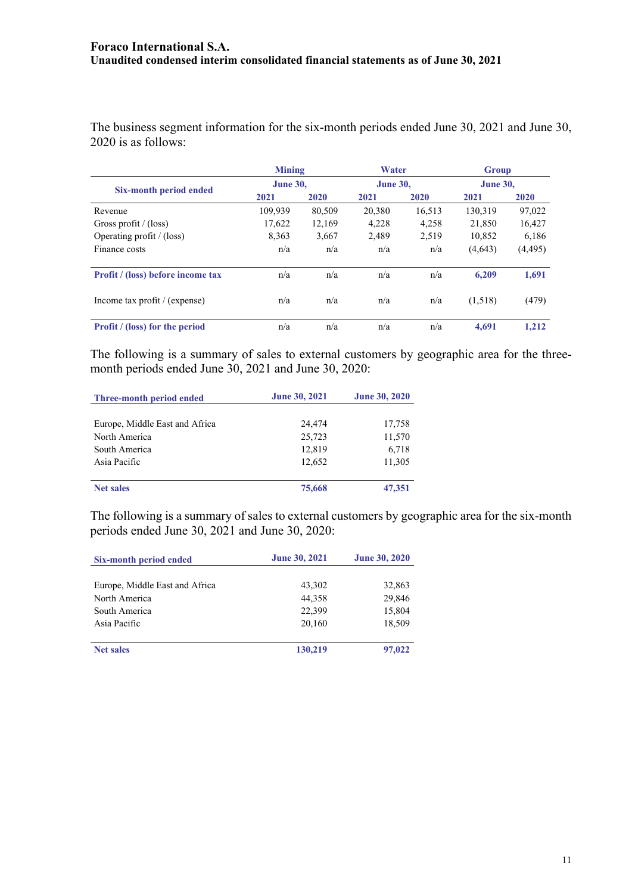The business segment information for the six-month periods ended June 30, 2021 and June 30, 2020 is as follows:

| Six-month period ended | Mining | | Water | | Group | |
|---|---|---|---|---|---|---|
| | June 30, | | June 30, | | June 30, | |
| | 2021 | 2020 | 2021 | 2020 | 2021 | 2020 |
| Revenue | 109,939 | 80,509 | 20,380 | 16,513 | 130,319 | 97,022 |
| Gross profit / (loss) | 17,622 | 12,169 | 4,228 | 4,258 | 21,850 | 16,427 |
| Operating profit / (loss) | 8,363 | 3,667 | 2,489 | 2,519 | 10,852 | 6,186 |
| Finance costs | n/a | n/a | n/a | n/a | (4,643) | (4,495) |
| **Profit / (loss) before income tax** | n/a | n/a | n/a | n/a | **6,209** | **1,691** |
| Income tax profit / (expense) | n/a | n/a | n/a | n/a | (1,518) | (479) |
| **Profit / (loss) for the period** | n/a | n/a | n/a | n/a | **4,691** | **1,212** |

The following is a summary of sales to external customers by geographic area for the three-month periods ended June 30, 2021 and June 30, 2020:

| Three-month period ended | June 30, 2021 | June 30, 2020 |
|---|---|---|
| Europe, Middle East and Africa | 24,474 | 17,758 |
| North America | 25,723 | 11,570 |
| South America | 12,819 | 6,718 |
| Asia Pacific | 12,652 | 11,305 |
| **Net sales** | **75,668** | **47,351** |

The following is a summary of sales to external customers by geographic area for the six-month periods ended June 30, 2021 and June 30, 2020:

| Six-month period ended | June 30, 2021 | June 30, 2020 |
|---|---|---|
| Europe, Middle East and Africa | 43,302 | 32,863 |
| North America | 44,358 | 29,846 |
| South America | 22,399 | 15,804 |
| Asia Pacific | 20,160 | 18,509 |
| **Net sales** | **130,219** | **97,022** |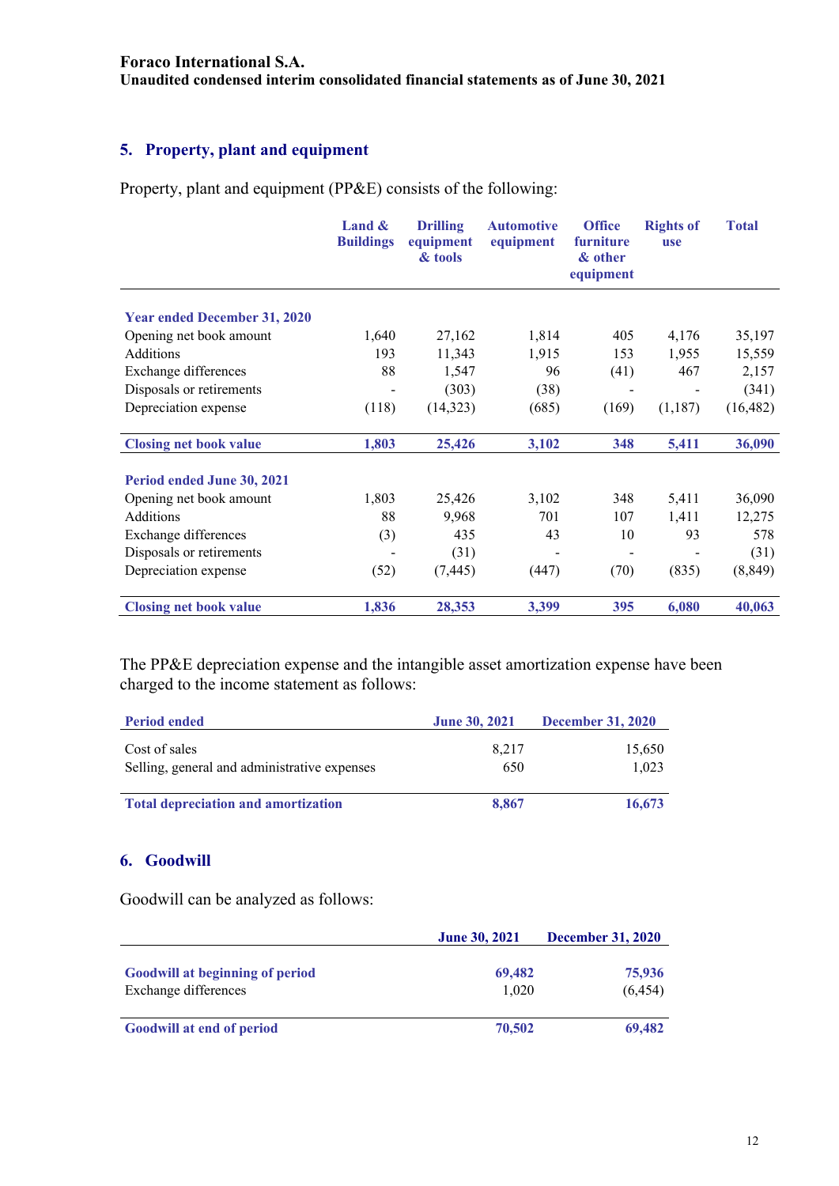## 5. Property, plant and equipment

Property, plant and equipment (PP&E) consists of the following:

| | Land & Buildings | Drilling equipment & tools | Automotive equipment | Office furniture & other equipment | Rights of use | Total |
|---|---|---|---|---|---|---|
| **Year ended December 31, 2020** | | | | | | |
| Opening net book amount | 1,640 | 27,162 | 1,814 | 405 | 4,176 | 35,197 |
| Additions | 193 | 11,343 | 1,915 | 153 | 1,955 | 15,559 |
| Exchange differences | 88 | 1,547 | 96 | (41) | 467 | 2,157 |
| Disposals or retirements | - | (303) | (38) | - | - | (341) |
| Depreciation expense | (118) | (14,323) | (685) | (169) | (1,187) | (16,482) |
| **Closing net book value** | **1,803** | **25,426** | **3,102** | **348** | **5,411** | **36,090** |
| **Period ended June 30, 2021** | | | | | | |
| Opening net book amount | 1,803 | 25,426 | 3,102 | 348 | 5,411 | 36,090 |
| Additions | 88 | 9,968 | 701 | 107 | 1,411 | 12,275 |
| Exchange differences | (3) | 435 | 43 | 10 | 93 | 578 |
| Disposals or retirements | - | (31) | - | - | - | (31) |
| Depreciation expense | (52) | (7,445) | (447) | (70) | (835) | (8,849) |
| **Closing net book value** | **1,836** | **28,353** | **3,399** | **395** | **6,080** | **40,063** |

The PP&E depreciation expense and the intangible asset amortization expense have been charged to the income statement as follows:

| Period ended | June 30, 2021 | December 31, 2020 |
|---|---|---|
| Cost of sales | 8,217 | 15,650 |
| Selling, general and administrative expenses | 650 | 1,023 |
| **Total depreciation and amortization** | **8,867** | **16,673** |

## 6. Goodwill

Goodwill can be analyzed as follows:

| | June 30, 2021 | December 31, 2020 |
|---|---|---|
| **Goodwill at beginning of period** | **69,482** | **75,936** |
| Exchange differences | 1,020 | (6,454) |
| **Goodwill at end of period** | **70,502** | **69,482** |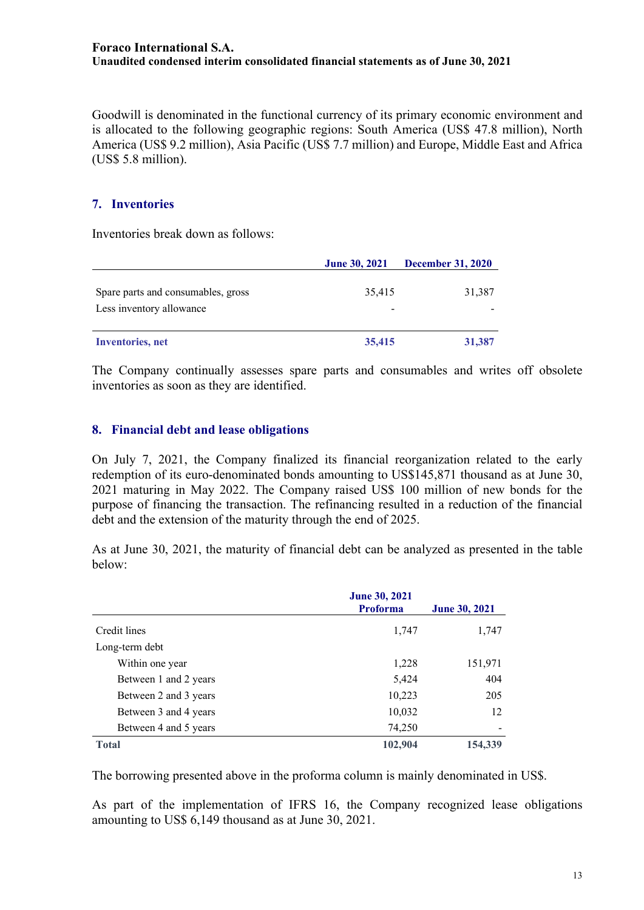Goodwill is denominated in the functional currency of its primary economic environment and is allocated to the following geographic regions: South America (US$ 47.8 million), North America (US$ 9.2 million), Asia Pacific (US$ 7.7 million) and Europe, Middle East and Africa (US$ 5.8 million).

## 7. Inventories

Inventories break down as follows:

| | June 30, 2021 | December 31, 2020 |
|---|---|---|
| Spare parts and consumables, gross | 35,415 | 31,387 |
| Less inventory allowance | - | - |
| **Inventories, net** | **35,415** | **31,387** |

The Company continually assesses spare parts and consumables and writes off obsolete inventories as soon as they are identified.

## 8. Financial debt and lease obligations

On July 7, 2021, the Company finalized its financial reorganization related to the early redemption of its euro-denominated bonds amounting to US$145,871 thousand as at June 30, 2021 maturing in May 2022. The Company raised US$ 100 million of new bonds for the purpose of financing the transaction. The refinancing resulted in a reduction of the financial debt and the extension of the maturity through the end of 2025.

As at June 30, 2021, the maturity of financial debt can be analyzed as presented in the table below:

| | June 30, 2021 Proforma | June 30, 2021 |
|---|---|---|
| Credit lines | 1,747 | 1,747 |
| Long-term debt | | |
| Within one year | 1,228 | 151,971 |
| Between 1 and 2 years | 5,424 | 404 |
| Between 2 and 3 years | 10,223 | 205 |
| Between 3 and 4 years | 10,032 | 12 |
| Between 4 and 5 years | 74,250 | - |
| **Total** | **102,904** | **154,339** |

The borrowing presented above in the proforma column is mainly denominated in US$.

As part of the implementation of IFRS 16, the Company recognized lease obligations amounting to US$ 6,149 thousand as at June 30, 2021.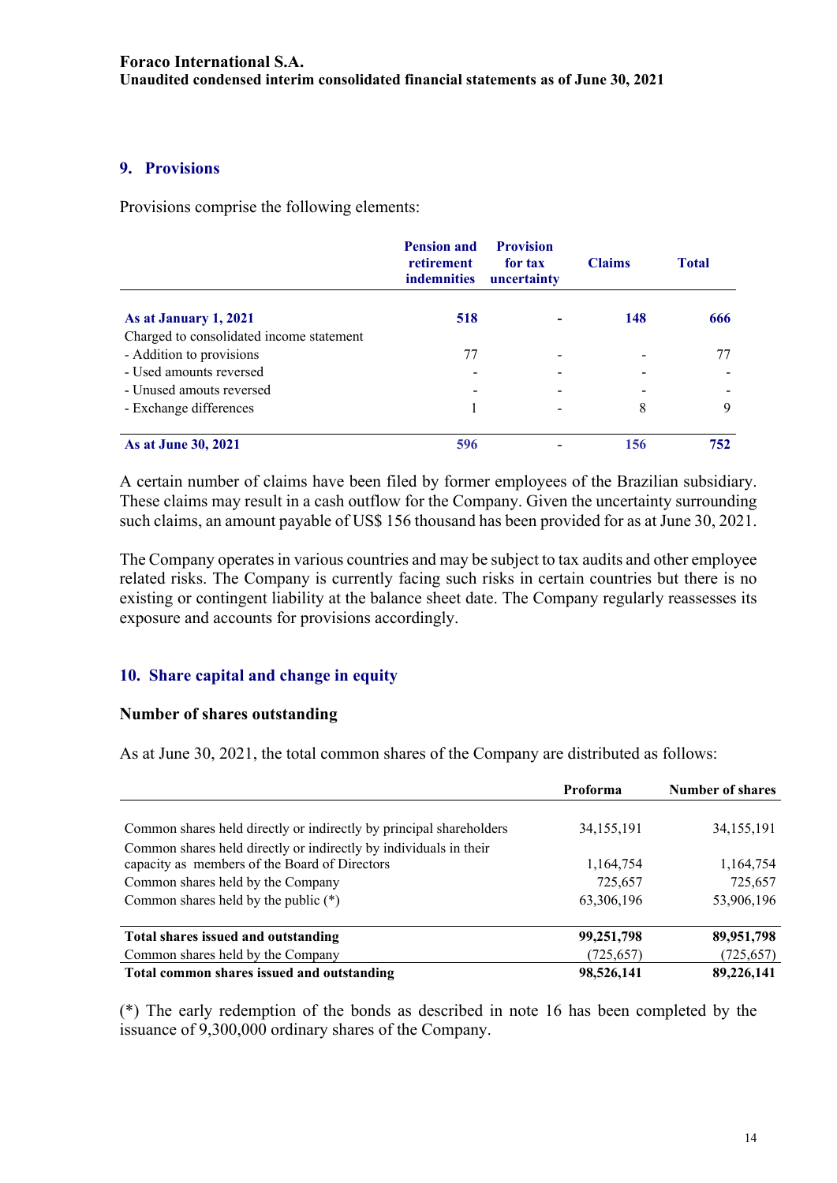## 9. Provisions

Provisions comprise the following elements:

| | Pension and retirement indemnities | Provision for tax uncertainty | Claims | Total |
|---|---|---|---|---|
| **As at January 1, 2021** | **518** | **-** | **148** | **666** |
| Charged to consolidated income statement | | | | |
| - Addition to provisions | 77 | - | - | 77 |
| - Used amounts reversed | - | - | - | - |
| - Unused amouts reversed | - | - | - | - |
| - Exchange differences | 1 | - | 8 | 9 |
| **As at June 30, 2021** | **596** | **-** | **156** | **752** |

A certain number of claims have been filed by former employees of the Brazilian subsidiary. These claims may result in a cash outflow for the Company. Given the uncertainty surrounding such claims, an amount payable of US$ 156 thousand has been provided for as at June 30, 2021.

The Company operates in various countries and may be subject to tax audits and other employee related risks. The Company is currently facing such risks in certain countries but there is no existing or contingent liability at the balance sheet date. The Company regularly reassesses its exposure and accounts for provisions accordingly.

## 10. Share capital and change in equity

### Number of shares outstanding

As at June 30, 2021, the total common shares of the Company are distributed as follows:

| | Proforma | Number of shares |
|---|---|---|
| Common shares held directly or indirectly by principal shareholders | 34,155,191 | 34,155,191 |
| Common shares held directly or indirectly by individuals in their capacity as members of the Board of Directors | 1,164,754 | 1,164,754 |
| Common shares held by the Company | 725,657 | 725,657 |
| Common shares held by the public (*) | 63,306,196 | 53,906,196 |
| **Total shares issued and outstanding** | **99,251,798** | **89,951,798** |
| Common shares held by the Company | (725,657) | (725,657) |
| **Total common shares issued and outstanding** | **98,526,141** | **89,226,141** |

(*) The early redemption of the bonds as described in note 16 has been completed by the issuance of 9,300,000 ordinary shares of the Company.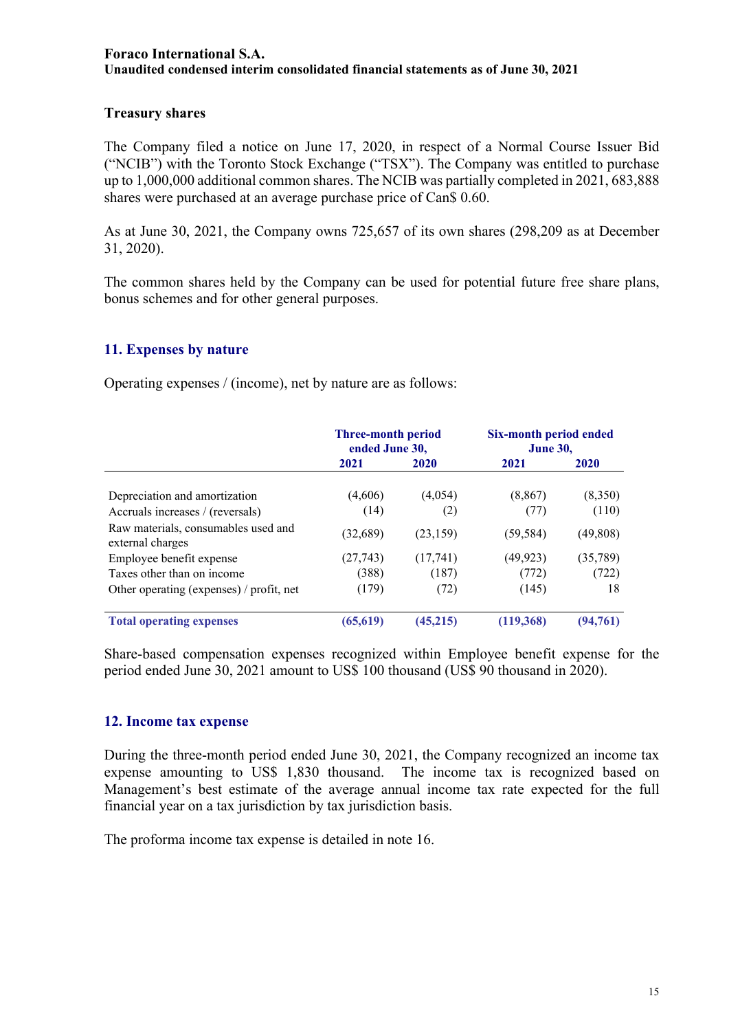### Treasury shares

The Company filed a notice on June 17, 2020, in respect of a Normal Course Issuer Bid ("NCIB") with the Toronto Stock Exchange ("TSX"). The Company was entitled to purchase up to 1,000,000 additional common shares. The NCIB was partially completed in 2021, 683,888 shares were purchased at an average purchase price of Can$ 0.60.

As at June 30, 2021, the Company owns 725,657 of its own shares (298,209 as at December 31, 2020).

The common shares held by the Company can be used for potential future free share plans, bonus schemes and for other general purposes.

## 11. Expenses by nature

Operating expenses / (income), net by nature are as follows:

| | Three-month period ended June 30, | | Six-month period ended June 30, | |
|---|---|---|---|---|
| | **2021** | **2020** | **2021** | **2020** |
| Depreciation and amortization | (4,606) | (4,054) | (8,867) | (8,350) |
| Accruals increases / (reversals) | (14) | (2) | (77) | (110) |
| Raw materials, consumables used and external charges | (32,689) | (23,159) | (59,584) | (49,808) |
| Employee benefit expense | (27,743) | (17,741) | (49,923) | (35,789) |
| Taxes other than on income | (388) | (187) | (772) | (722) |
| Other operating (expenses) / profit, net | (179) | (72) | (145) | 18 |
| **Total operating expenses** | **(65,619)** | **(45,215)** | **(119,368)** | **(94,761)** |

Share-based compensation expenses recognized within Employee benefit expense for the period ended June 30, 2021 amount to US$ 100 thousand (US$ 90 thousand in 2020).

## 12. Income tax expense

During the three-month period ended June 30, 2021, the Company recognized an income tax expense amounting to US$ 1,830 thousand. The income tax is recognized based on Management's best estimate of the average annual income tax rate expected for the full financial year on a tax jurisdiction by tax jurisdiction basis.

The proforma income tax expense is detailed in note 16.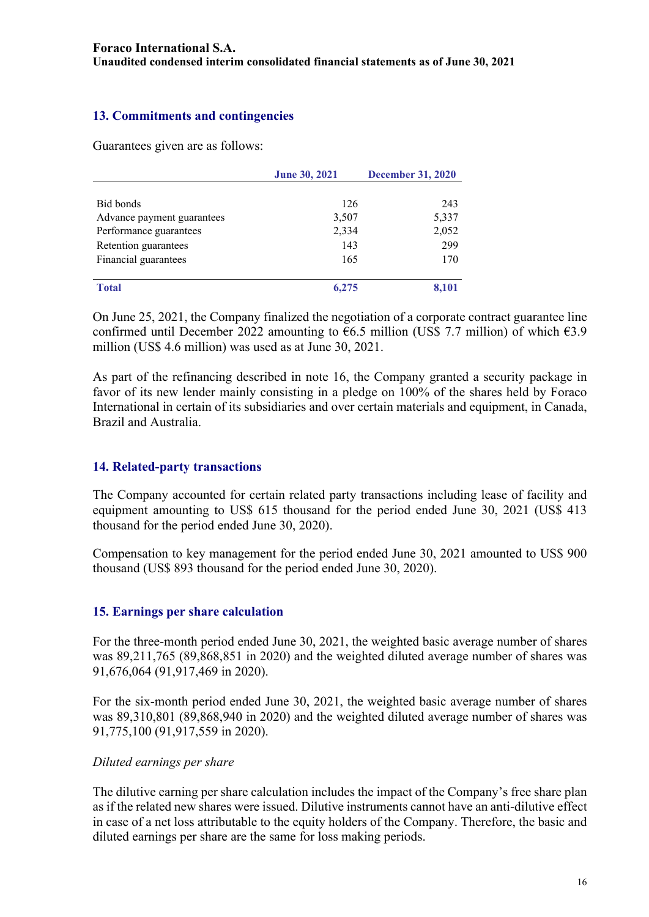## 13. Commitments and contingencies

Guarantees given are as follows:

| | June 30, 2021 | December 31, 2020 |
|---|---|---|
| Bid bonds | 126 | 243 |
| Advance payment guarantees | 3,507 | 5,337 |
| Performance guarantees | 2,334 | 2,052 |
| Retention guarantees | 143 | 299 |
| Financial guarantees | 165 | 170 |
| **Total** | **6,275** | **8,101** |

On June 25, 2021, the Company finalized the negotiation of a corporate contract guarantee line confirmed until December 2022 amounting to €6.5 million (US$ 7.7 million) of which €3.9 million (US$ 4.6 million) was used as at June 30, 2021.

As part of the refinancing described in note 16, the Company granted a security package in favor of its new lender mainly consisting in a pledge on 100% of the shares held by Foraco International in certain of its subsidiaries and over certain materials and equipment, in Canada, Brazil and Australia.

## 14. Related-party transactions

The Company accounted for certain related party transactions including lease of facility and equipment amounting to US$ 615 thousand for the period ended June 30, 2021 (US$ 413 thousand for the period ended June 30, 2020).

Compensation to key management for the period ended June 30, 2021 amounted to US$ 900 thousand (US$ 893 thousand for the period ended June 30, 2020).

## 15. Earnings per share calculation

For the three-month period ended June 30, 2021, the weighted basic average number of shares was 89,211,765 (89,868,851 in 2020) and the weighted diluted average number of shares was 91,676,064 (91,917,469 in 2020).

For the six-month period ended June 30, 2021, the weighted basic average number of shares was 89,310,801 (89,868,940 in 2020) and the weighted diluted average number of shares was 91,775,100 (91,917,559 in 2020).

*Diluted earnings per share*

The dilutive earning per share calculation includes the impact of the Company's free share plan as if the related new shares were issued. Dilutive instruments cannot have an anti-dilutive effect in case of a net loss attributable to the equity holders of the Company. Therefore, the basic and diluted earnings per share are the same for loss making periods.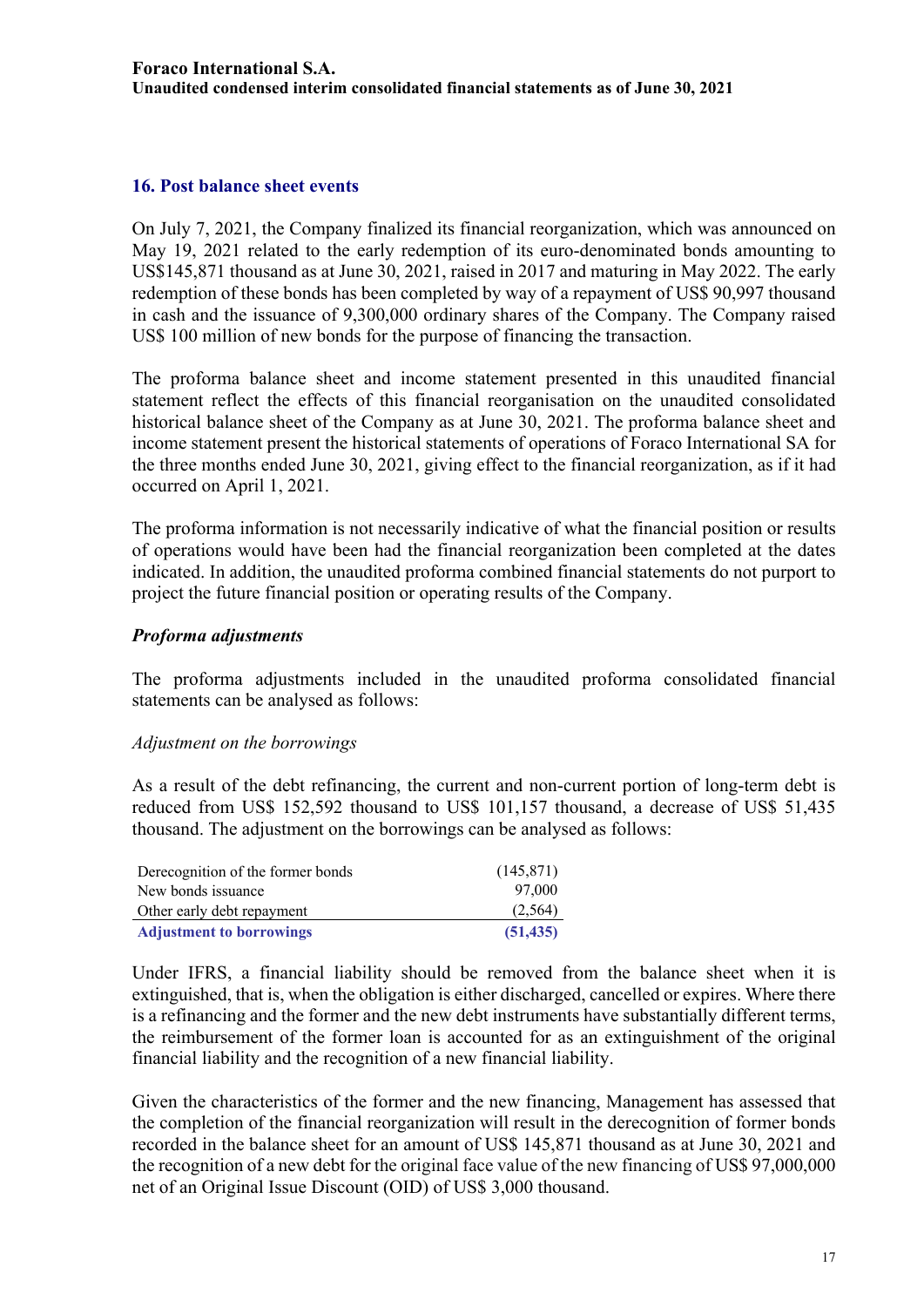## 16. Post balance sheet events

On July 7, 2021, the Company finalized its financial reorganization, which was announced on May 19, 2021 related to the early redemption of its euro-denominated bonds amounting to US$145,871 thousand as at June 30, 2021, raised in 2017 and maturing in May 2022. The early redemption of these bonds has been completed by way of a repayment of US$ 90,997 thousand in cash and the issuance of 9,300,000 ordinary shares of the Company. The Company raised US$ 100 million of new bonds for the purpose of financing the transaction.

The proforma balance sheet and income statement presented in this unaudited financial statement reflect the effects of this financial reorganisation on the unaudited consolidated historical balance sheet of the Company as at June 30, 2021. The proforma balance sheet and income statement present the historical statements of operations of Foraco International SA for the three months ended June 30, 2021, giving effect to the financial reorganization, as if it had occurred on April 1, 2021.

The proforma information is not necessarily indicative of what the financial position or results of operations would have been had the financial reorganization been completed at the dates indicated. In addition, the unaudited proforma combined financial statements do not purport to project the future financial position or operating results of the Company.

### *Proforma adjustments*

The proforma adjustments included in the unaudited proforma consolidated financial statements can be analysed as follows:

*Adjustment on the borrowings*

As a result of the debt refinancing, the current and non-current portion of long-term debt is reduced from US$ 152,592 thousand to US$ 101,157 thousand, a decrease of US$ 51,435 thousand. The adjustment on the borrowings can be analysed as follows:

| | |
|---|---|
| Derecognition of the former bonds | (145,871) |
| New bonds issuance | 97,000 |
| Other early debt repayment | (2,564) |
| **Adjustment to borrowings** | **(51,435)** |

Under IFRS, a financial liability should be removed from the balance sheet when it is extinguished, that is, when the obligation is either discharged, cancelled or expires. Where there is a refinancing and the former and the new debt instruments have substantially different terms, the reimbursement of the former loan is accounted for as an extinguishment of the original financial liability and the recognition of a new financial liability.

Given the characteristics of the former and the new financing, Management has assessed that the completion of the financial reorganization will result in the derecognition of former bonds recorded in the balance sheet for an amount of US$ 145,871 thousand as at June 30, 2021 and the recognition of a new debt for the original face value of the new financing of US$ 97,000,000 net of an Original Issue Discount (OID) of US$ 3,000 thousand.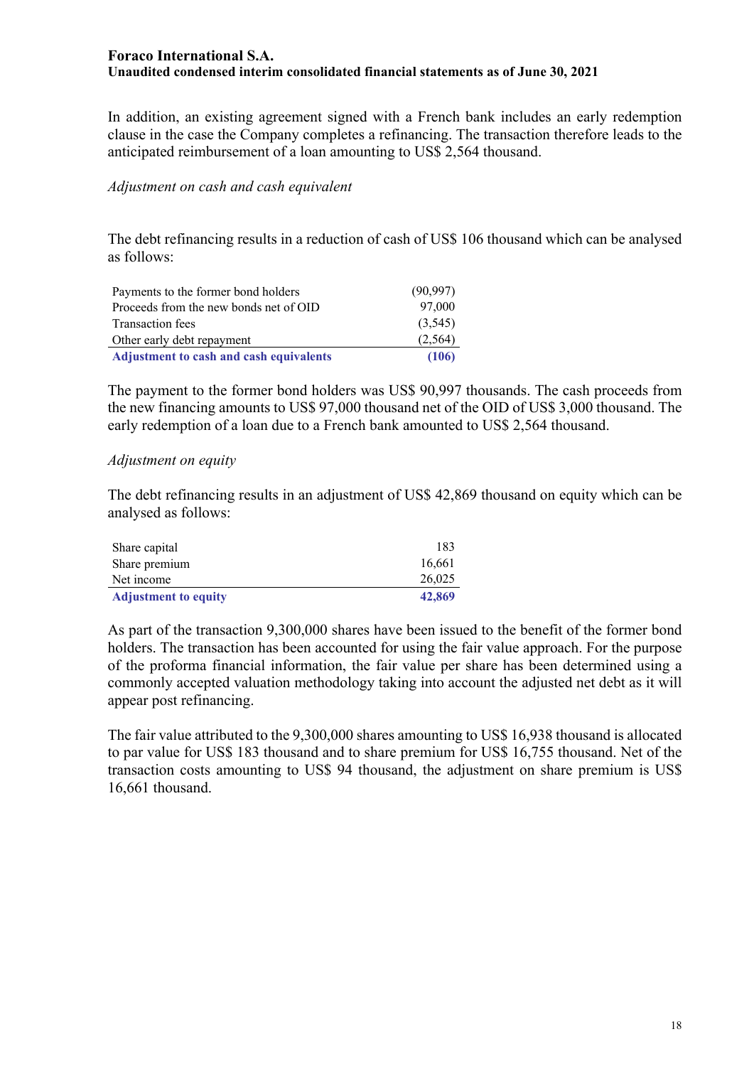In addition, an existing agreement signed with a French bank includes an early redemption clause in the case the Company completes a refinancing. The transaction therefore leads to the anticipated reimbursement of a loan amounting to US$ 2,564 thousand.

*Adjustment on cash and cash equivalent*

The debt refinancing results in a reduction of cash of US$ 106 thousand which can be analysed as follows:

| | |
|---|---|
| Payments to the former bond holders | (90,997) |
| Proceeds from the new bonds net of OID | 97,000 |
| Transaction fees | (3,545) |
| Other early debt repayment | (2,564) |
| **Adjustment to cash and cash equivalents** | **(106)** |

The payment to the former bond holders was US$ 90,997 thousands. The cash proceeds from the new financing amounts to US$ 97,000 thousand net of the OID of US$ 3,000 thousand. The early redemption of a loan due to a French bank amounted to US$ 2,564 thousand.

*Adjustment on equity*

The debt refinancing results in an adjustment of US$ 42,869 thousand on equity which can be analysed as follows:

| | |
|---|---|
| Share capital | 183 |
| Share premium | 16,661 |
| Net income | 26,025 |
| **Adjustment to equity** | **42,869** |

As part of the transaction 9,300,000 shares have been issued to the benefit of the former bond holders. The transaction has been accounted for using the fair value approach. For the purpose of the proforma financial information, the fair value per share has been determined using a commonly accepted valuation methodology taking into account the adjusted net debt as it will appear post refinancing.

The fair value attributed to the 9,300,000 shares amounting to US$ 16,938 thousand is allocated to par value for US$ 183 thousand and to share premium for US$ 16,755 thousand. Net of the transaction costs amounting to US$ 94 thousand, the adjustment on share premium is US$ 16,661 thousand.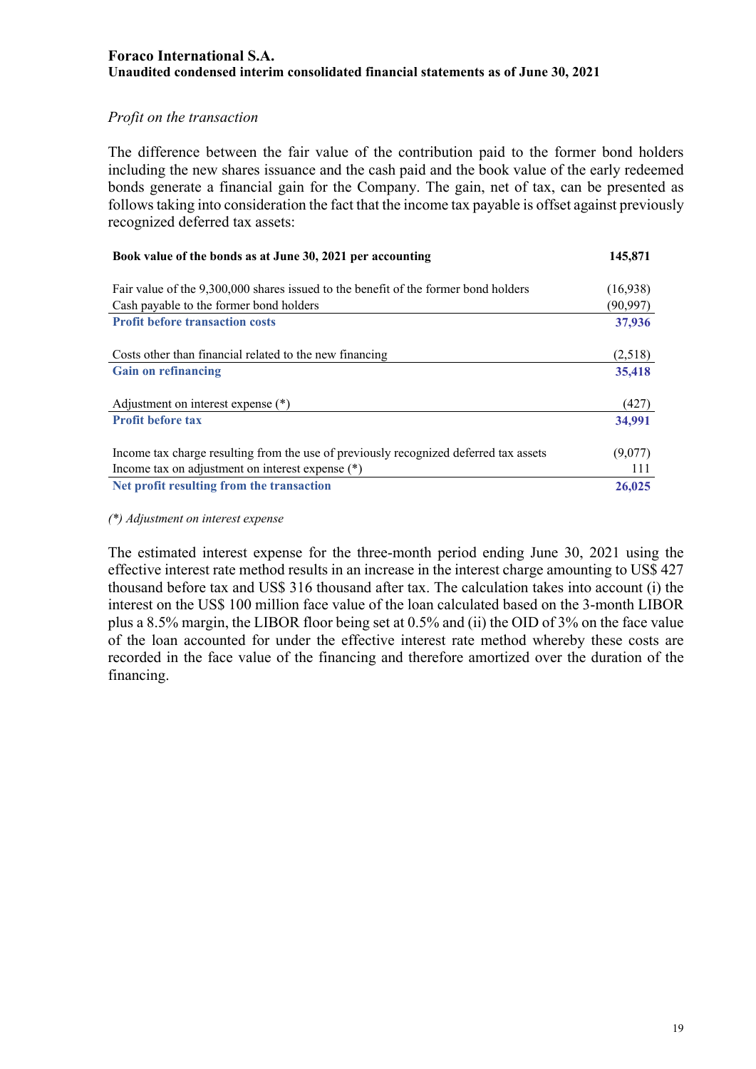*Profit on the transaction*

The difference between the fair value of the contribution paid to the former bond holders including the new shares issuance and the cash paid and the book value of the early redeemed bonds generate a financial gain for the Company. The gain, net of tax, can be presented as follows taking into consideration the fact that the income tax payable is offset against previously recognized deferred tax assets:

| | |
|---|---|
| **Book value of the bonds as at June 30, 2021 per accounting** | **145,871** |
| Fair value of the 9,300,000 shares issued to the benefit of the former bond holders | (16,938) |
| Cash payable to the former bond holders | (90,997) |
| **Profit before transaction costs** | **37,936** |
| Costs other than financial related to the new financing | (2,518) |
| **Gain on refinancing** | **35,418** |
| Adjustment on interest expense (*) | (427) |
| **Profit before tax** | **34,991** |
| Income tax charge resulting from the use of previously recognized deferred tax assets | (9,077) |
| Income tax on adjustment on interest expense (*) | 111 |
| **Net profit resulting from the transaction** | **26,025** |

*(*) Adjustment on interest expense*

The estimated interest expense for the three-month period ending June 30, 2021 using the effective interest rate method results in an increase in the interest charge amounting to US$ 427 thousand before tax and US$ 316 thousand after tax. The calculation takes into account (i) the interest on the US$ 100 million face value of the loan calculated based on the 3-month LIBOR plus a 8.5% margin, the LIBOR floor being set at 0.5% and (ii) the OID of 3% on the face value of the loan accounted for under the effective interest rate method whereby these costs are recorded in the face value of the financing and therefore amortized over the duration of the financing.